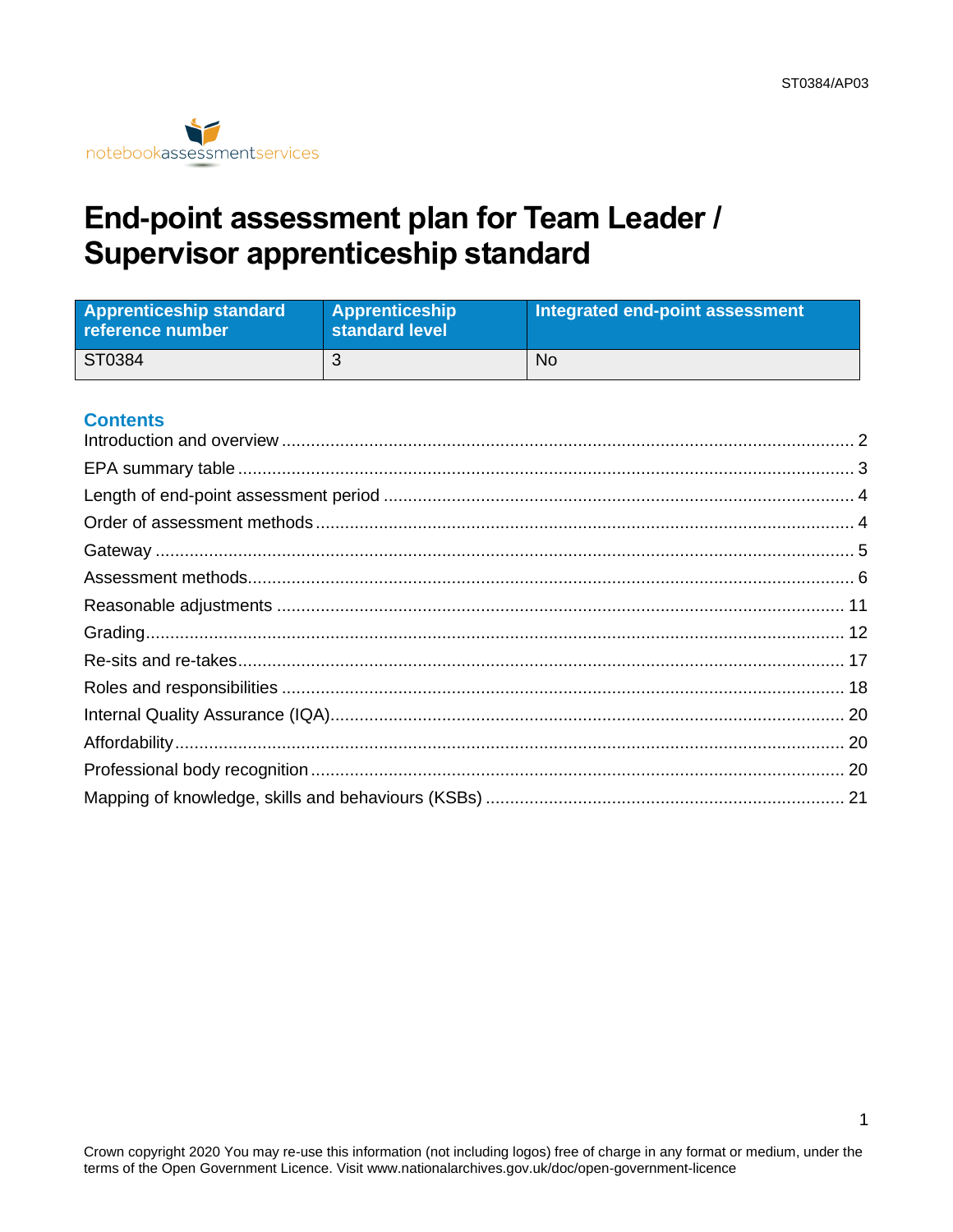ST0384/AP03

notebookassessmentservices

# End-point assessment plan for Team Leader / Supervisor apprenticeship standard

| Apprenticeship standard reference number | Apprenticeship standard level | Integrated end-point assessment |
|---|---|---|
| ST0384 | 3 | No |

## Contents

Introduction and overview ........ 2
EPA summary table ........ 3
Length of end-point assessment period ........ 4
Order of assessment methods ........ 4
Gateway ........ 5
Assessment methods ........ 6
Reasonable adjustments ........ 11
Grading ........ 12
Re-sits and re-takes ........ 17
Roles and responsibilities ........ 18
Internal Quality Assurance (IQA) ........ 20
Affordability ........ 20
Professional body recognition ........ 20
Mapping of knowledge, skills and behaviours (KSBs) ........ 21

Crown copyright 2020 You may re-use this information (not including logos) free of charge in any format or medium, under the terms of the Open Government Licence. Visit www.nationalarchives.gov.uk/doc/open-government-licence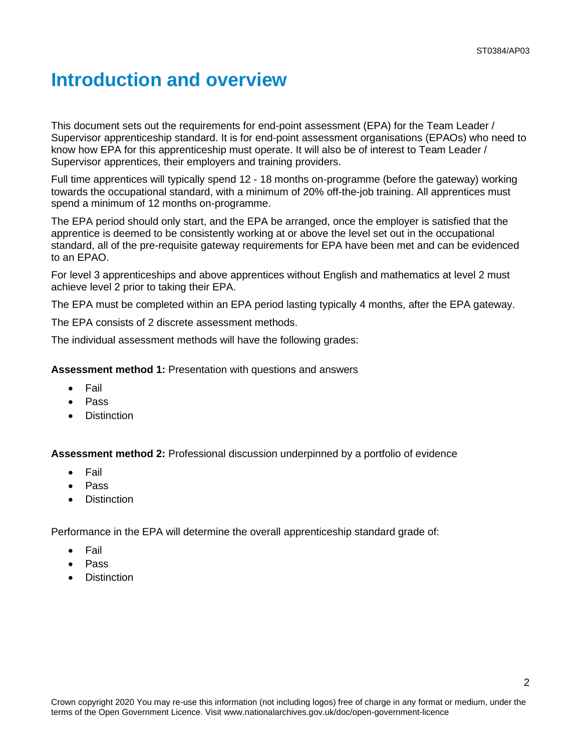# Introduction and overview

This document sets out the requirements for end-point assessment (EPA) for the Team Leader / Supervisor apprenticeship standard. It is for end-point assessment organisations (EPAOs) who need to know how EPA for this apprenticeship must operate. It will also be of interest to Team Leader / Supervisor apprentices, their employers and training providers.

Full time apprentices will typically spend 12 - 18 months on-programme (before the gateway) working towards the occupational standard, with a minimum of 20% off-the-job training. All apprentices must spend a minimum of 12 months on-programme.

The EPA period should only start, and the EPA be arranged, once the employer is satisfied that the apprentice is deemed to be consistently working at or above the level set out in the occupational standard, all of the pre-requisite gateway requirements for EPA have been met and can be evidenced to an EPAO.

For level 3 apprenticeships and above apprentices without English and mathematics at level 2 must achieve level 2 prior to taking their EPA.

The EPA must be completed within an EPA period lasting typically 4 months, after the EPA gateway.

The EPA consists of 2 discrete assessment methods.

The individual assessment methods will have the following grades:

**Assessment method 1:** Presentation with questions and answers

- Fail
- Pass
- Distinction

**Assessment method 2:** Professional discussion underpinned by a portfolio of evidence

- Fail
- Pass
- Distinction

Performance in the EPA will determine the overall apprenticeship standard grade of:

- Fail
- Pass
- Distinction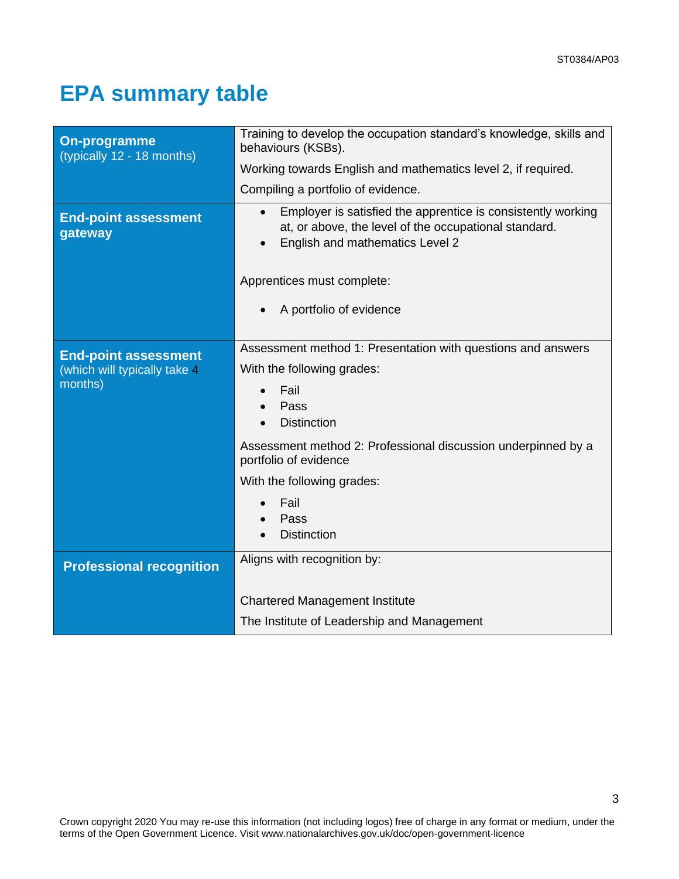# EPA summary table

| | |
|---|---|
| **On-programme** (typically 12 - 18 months) | Training to develop the occupation standard's knowledge, skills and behaviours (KSBs).<br><br>Working towards English and mathematics level 2, if required.<br><br>Compiling a portfolio of evidence. |
| **End-point assessment gateway** | • Employer is satisfied the apprentice is consistently working at, or above, the level of the occupational standard.<br>• English and mathematics Level 2<br><br>Apprentices must complete:<br><br>• A portfolio of evidence |
| **End-point assessment** (which will typically take 4 months) | Assessment method 1: Presentation with questions and answers<br><br>With the following grades:<br><br>• Fail<br>• Pass<br>• Distinction<br><br>Assessment method 2: Professional discussion underpinned by a portfolio of evidence<br><br>With the following grades:<br><br>• Fail<br>• Pass<br>• Distinction |
| **Professional recognition** | Aligns with recognition by:<br><br>Chartered Management Institute<br><br>The Institute of Leadership and Management |

Crown copyright 2020 You may re-use this information (not including logos) free of charge in any format or medium, under the terms of the Open Government Licence. Visit www.nationalarchives.gov.uk/doc/open-government-licence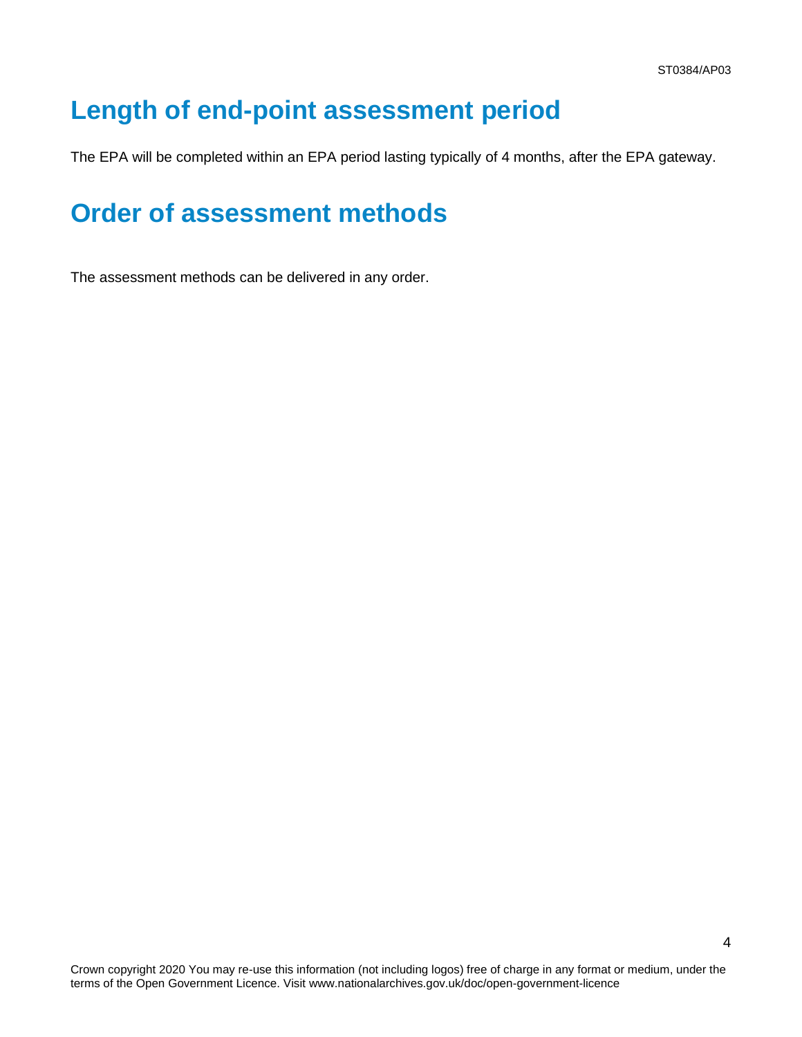## Length of end-point assessment period

The EPA will be completed within an EPA period lasting typically of 4 months, after the EPA gateway.

## Order of assessment methods

The assessment methods can be delivered in any order.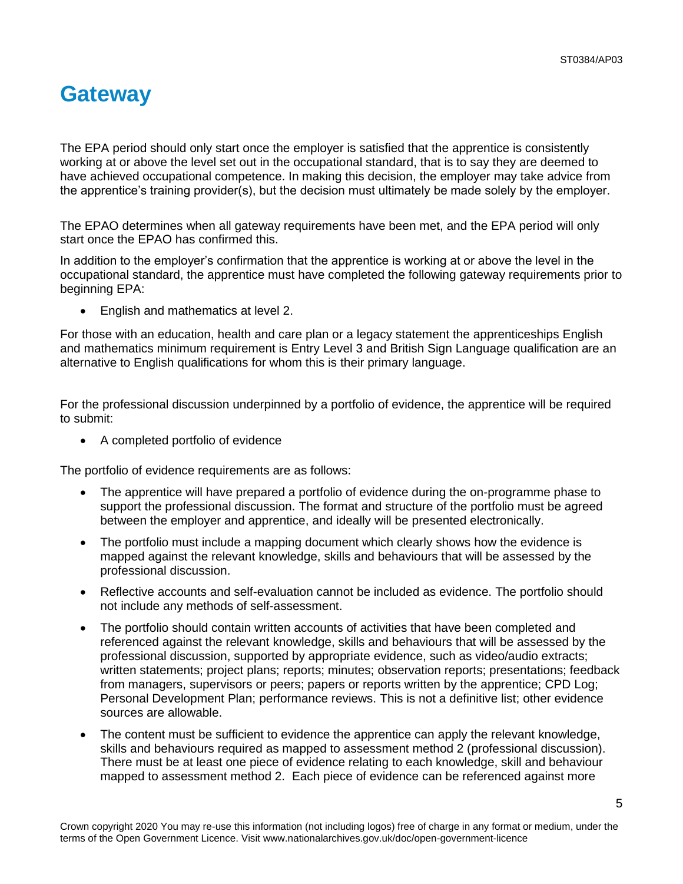# Gateway

The EPA period should only start once the employer is satisfied that the apprentice is consistently working at or above the level set out in the occupational standard, that is to say they are deemed to have achieved occupational competence. In making this decision, the employer may take advice from the apprentice's training provider(s), but the decision must ultimately be made solely by the employer.

The EPAO determines when all gateway requirements have been met, and the EPA period will only start once the EPAO has confirmed this.

In addition to the employer's confirmation that the apprentice is working at or above the level in the occupational standard, the apprentice must have completed the following gateway requirements prior to beginning EPA:

- English and mathematics at level 2.

For those with an education, health and care plan or a legacy statement the apprenticeships English and mathematics minimum requirement is Entry Level 3 and British Sign Language qualification are an alternative to English qualifications for whom this is their primary language.

For the professional discussion underpinned by a portfolio of evidence, the apprentice will be required to submit:

- A completed portfolio of evidence

The portfolio of evidence requirements are as follows:

- The apprentice will have prepared a portfolio of evidence during the on-programme phase to support the professional discussion. The format and structure of the portfolio must be agreed between the employer and apprentice, and ideally will be presented electronically.
- The portfolio must include a mapping document which clearly shows how the evidence is mapped against the relevant knowledge, skills and behaviours that will be assessed by the professional discussion.
- Reflective accounts and self-evaluation cannot be included as evidence. The portfolio should not include any methods of self-assessment.
- The portfolio should contain written accounts of activities that have been completed and referenced against the relevant knowledge, skills and behaviours that will be assessed by the professional discussion, supported by appropriate evidence, such as video/audio extracts; written statements; project plans; reports; minutes; observation reports; presentations; feedback from managers, supervisors or peers; papers or reports written by the apprentice; CPD Log; Personal Development Plan; performance reviews. This is not a definitive list; other evidence sources are allowable.
- The content must be sufficient to evidence the apprentice can apply the relevant knowledge, skills and behaviours required as mapped to assessment method 2 (professional discussion). There must be at least one piece of evidence relating to each knowledge, skill and behaviour mapped to assessment method 2. Each piece of evidence can be referenced against more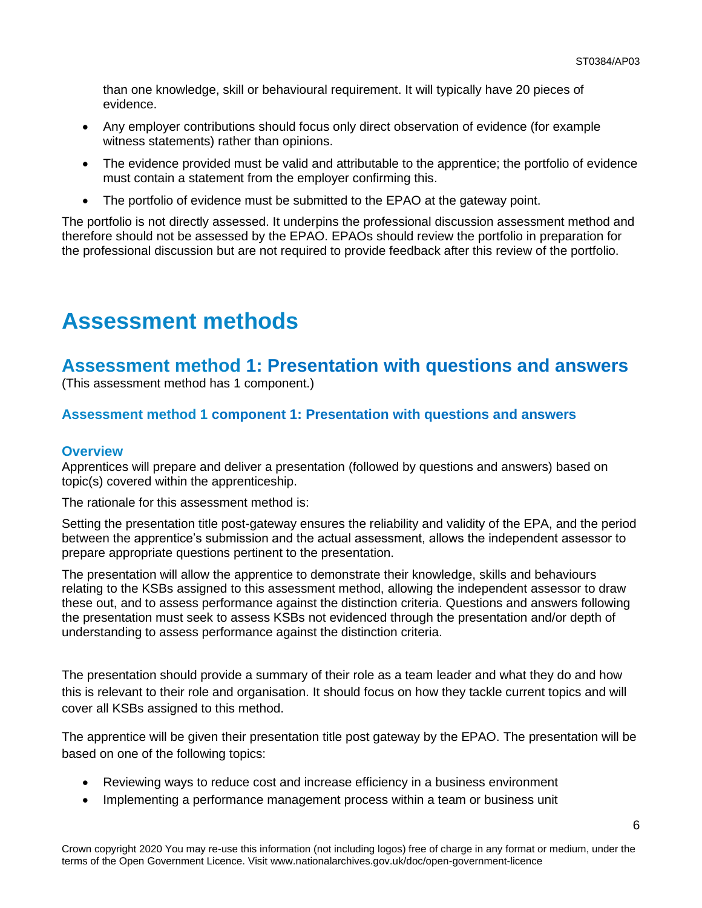than one knowledge, skill or behavioural requirement. It will typically have 20 pieces of evidence.

- Any employer contributions should focus only direct observation of evidence (for example witness statements) rather than opinions.
- The evidence provided must be valid and attributable to the apprentice; the portfolio of evidence must contain a statement from the employer confirming this.
- The portfolio of evidence must be submitted to the EPAO at the gateway point.

The portfolio is not directly assessed. It underpins the professional discussion assessment method and therefore should not be assessed by the EPAO. EPAOs should review the portfolio in preparation for the professional discussion but are not required to provide feedback after this review of the portfolio.

# Assessment methods

## Assessment method 1: Presentation with questions and answers

(This assessment method has 1 component.)

### Assessment method 1 component 1: Presentation with questions and answers

#### Overview

Apprentices will prepare and deliver a presentation (followed by questions and answers) based on topic(s) covered within the apprenticeship.

The rationale for this assessment method is:

Setting the presentation title post-gateway ensures the reliability and validity of the EPA, and the period between the apprentice's submission and the actual assessment, allows the independent assessor to prepare appropriate questions pertinent to the presentation.

The presentation will allow the apprentice to demonstrate their knowledge, skills and behaviours relating to the KSBs assigned to this assessment method, allowing the independent assessor to draw these out, and to assess performance against the distinction criteria. Questions and answers following the presentation must seek to assess KSBs not evidenced through the presentation and/or depth of understanding to assess performance against the distinction criteria.

The presentation should provide a summary of their role as a team leader and what they do and how this is relevant to their role and organisation. It should focus on how they tackle current topics and will cover all KSBs assigned to this method.

The apprentice will be given their presentation title post gateway by the EPAO. The presentation will be based on one of the following topics:

- Reviewing ways to reduce cost and increase efficiency in a business environment
- Implementing a performance management process within a team or business unit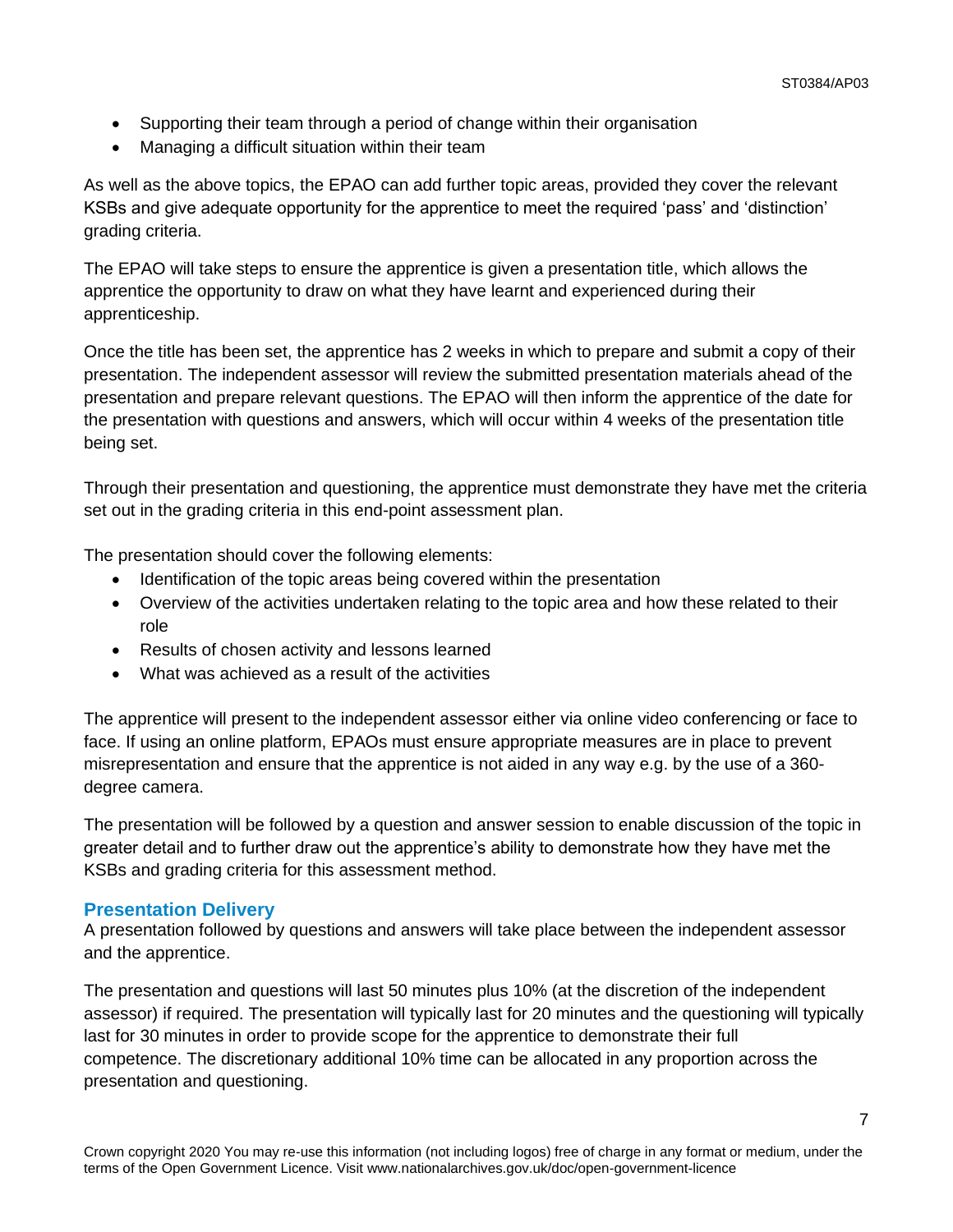- Supporting their team through a period of change within their organisation
- Managing a difficult situation within their team

As well as the above topics, the EPAO can add further topic areas, provided they cover the relevant KSBs and give adequate opportunity for the apprentice to meet the required 'pass' and 'distinction' grading criteria.

The EPAO will take steps to ensure the apprentice is given a presentation title, which allows the apprentice the opportunity to draw on what they have learnt and experienced during their apprenticeship.

Once the title has been set, the apprentice has 2 weeks in which to prepare and submit a copy of their presentation. The independent assessor will review the submitted presentation materials ahead of the presentation and prepare relevant questions. The EPAO will then inform the apprentice of the date for the presentation with questions and answers, which will occur within 4 weeks of the presentation title being set.

Through their presentation and questioning, the apprentice must demonstrate they have met the criteria set out in the grading criteria in this end-point assessment plan.

The presentation should cover the following elements:

- Identification of the topic areas being covered within the presentation
- Overview of the activities undertaken relating to the topic area and how these related to their role
- Results of chosen activity and lessons learned
- What was achieved as a result of the activities

The apprentice will present to the independent assessor either via online video conferencing or face to face. If using an online platform, EPAOs must ensure appropriate measures are in place to prevent misrepresentation and ensure that the apprentice is not aided in any way e.g. by the use of a 360-degree camera.

The presentation will be followed by a question and answer session to enable discussion of the topic in greater detail and to further draw out the apprentice's ability to demonstrate how they have met the KSBs and grading criteria for this assessment method.

### Presentation Delivery

A presentation followed by questions and answers will take place between the independent assessor and the apprentice.

The presentation and questions will last 50 minutes plus 10% (at the discretion of the independent assessor) if required. The presentation will typically last for 20 minutes and the questioning will typically last for 30 minutes in order to provide scope for the apprentice to demonstrate their full competence. The discretionary additional 10% time can be allocated in any proportion across the presentation and questioning.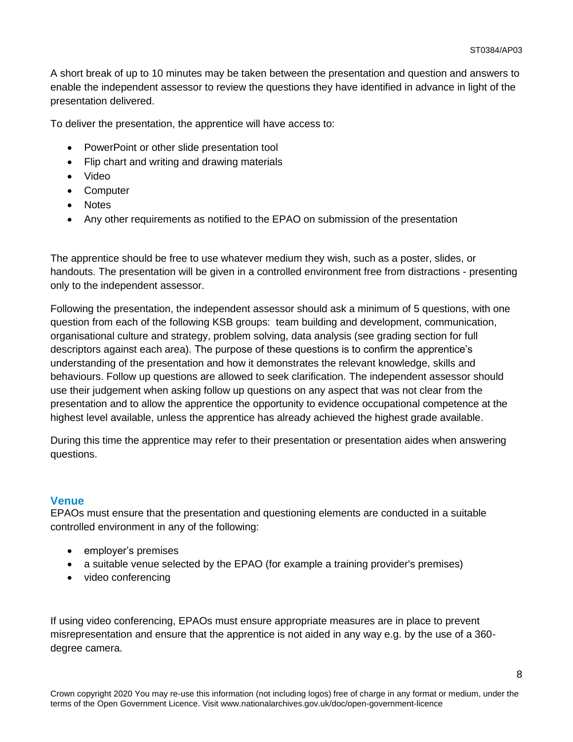A short break of up to 10 minutes may be taken between the presentation and question and answers to enable the independent assessor to review the questions they have identified in advance in light of the presentation delivered.

To deliver the presentation, the apprentice will have access to:

- PowerPoint or other slide presentation tool
- Flip chart and writing and drawing materials
- Video
- Computer
- Notes
- Any other requirements as notified to the EPAO on submission of the presentation

The apprentice should be free to use whatever medium they wish, such as a poster, slides, or handouts. The presentation will be given in a controlled environment free from distractions - presenting only to the independent assessor.

Following the presentation, the independent assessor should ask a minimum of 5 questions, with one question from each of the following KSB groups: team building and development, communication, organisational culture and strategy, problem solving, data analysis (see grading section for full descriptors against each area). The purpose of these questions is to confirm the apprentice's understanding of the presentation and how it demonstrates the relevant knowledge, skills and behaviours. Follow up questions are allowed to seek clarification. The independent assessor should use their judgement when asking follow up questions on any aspect that was not clear from the presentation and to allow the apprentice the opportunity to evidence occupational competence at the highest level available, unless the apprentice has already achieved the highest grade available.

During this time the apprentice may refer to their presentation or presentation aides when answering questions.

## Venue

EPAOs must ensure that the presentation and questioning elements are conducted in a suitable controlled environment in any of the following:

- employer's premises
- a suitable venue selected by the EPAO (for example a training provider's premises)
- video conferencing

If using video conferencing, EPAOs must ensure appropriate measures are in place to prevent misrepresentation and ensure that the apprentice is not aided in any way e.g. by the use of a 360-degree camera.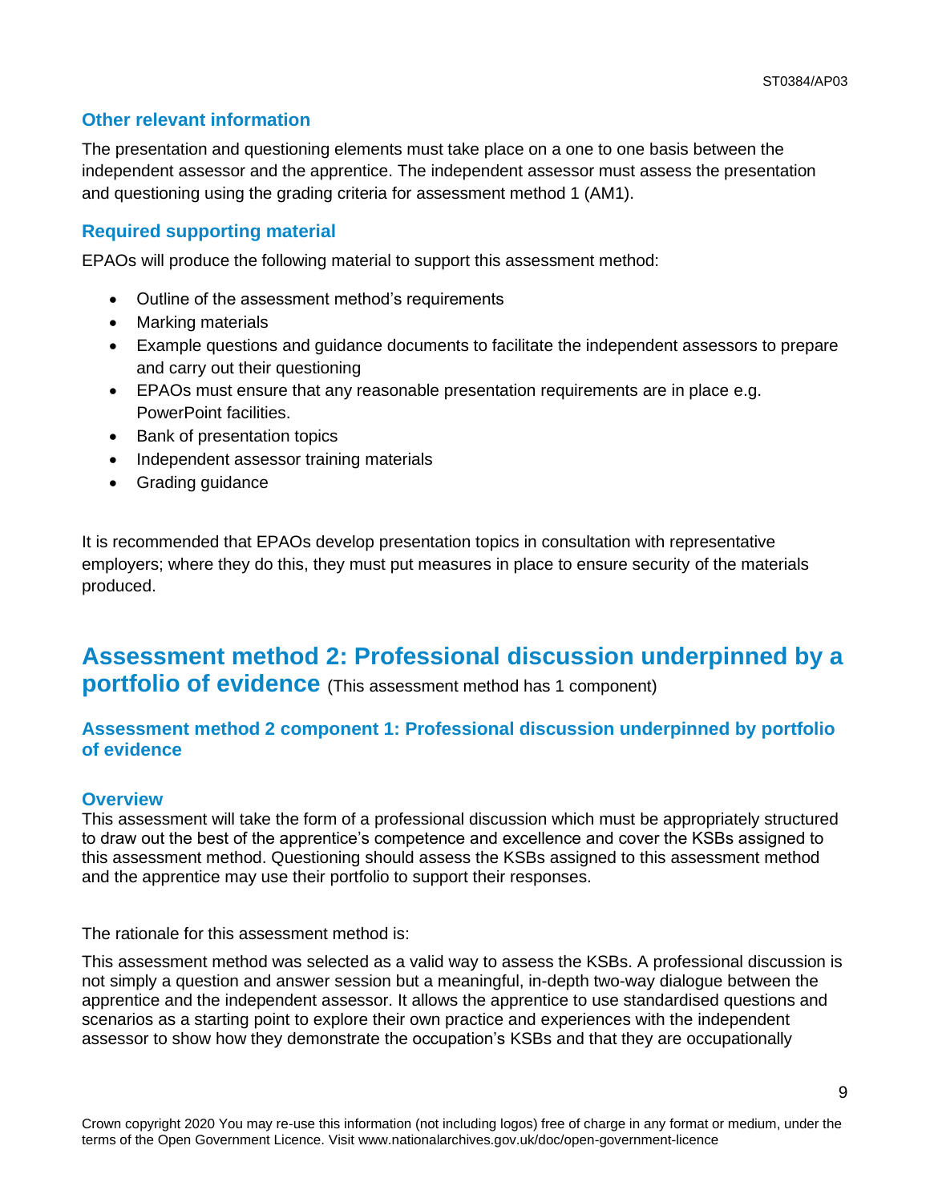### Other relevant information

The presentation and questioning elements must take place on a one to one basis between the independent assessor and the apprentice. The independent assessor must assess the presentation and questioning using the grading criteria for assessment method 1 (AM1).

### Required supporting material

EPAOs will produce the following material to support this assessment method:

- Outline of the assessment method's requirements
- Marking materials
- Example questions and guidance documents to facilitate the independent assessors to prepare and carry out their questioning
- EPAOs must ensure that any reasonable presentation requirements are in place e.g. PowerPoint facilities.
- Bank of presentation topics
- Independent assessor training materials
- Grading guidance

It is recommended that EPAOs develop presentation topics in consultation with representative employers; where they do this, they must put measures in place to ensure security of the materials produced.

## Assessment method 2: Professional discussion underpinned by a portfolio of evidence (This assessment method has 1 component)

### Assessment method 2 component 1: Professional discussion underpinned by portfolio of evidence

### Overview

This assessment will take the form of a professional discussion which must be appropriately structured to draw out the best of the apprentice's competence and excellence and cover the KSBs assigned to this assessment method. Questioning should assess the KSBs assigned to this assessment method and the apprentice may use their portfolio to support their responses.

The rationale for this assessment method is:

This assessment method was selected as a valid way to assess the KSBs. A professional discussion is not simply a question and answer session but a meaningful, in-depth two-way dialogue between the apprentice and the independent assessor. It allows the apprentice to use standardised questions and scenarios as a starting point to explore their own practice and experiences with the independent assessor to show how they demonstrate the occupation's KSBs and that they are occupationally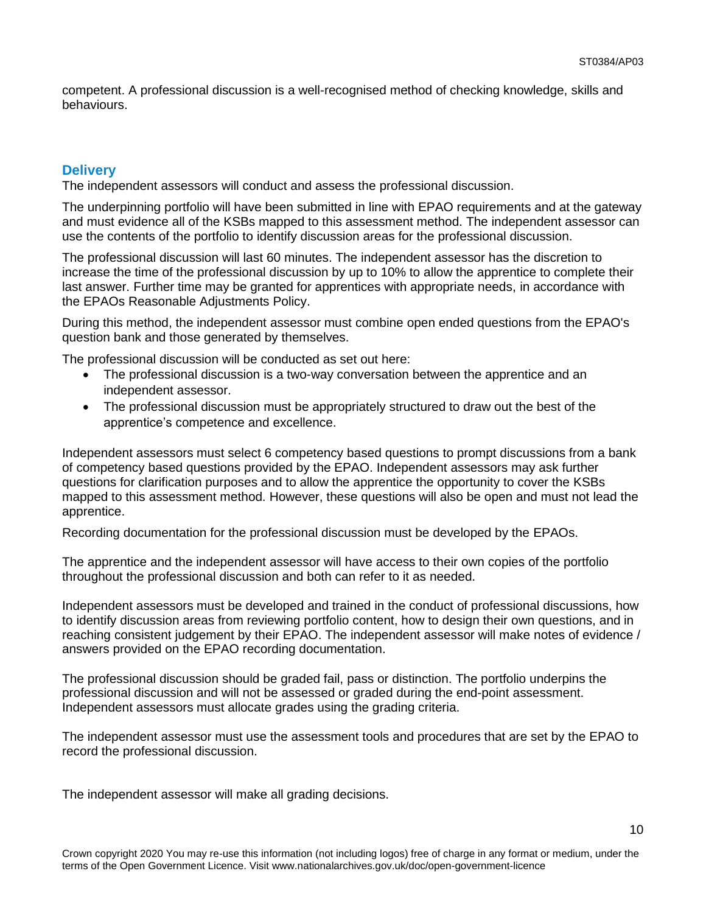competent. A professional discussion is a well-recognised method of checking knowledge, skills and behaviours.

## Delivery

The independent assessors will conduct and assess the professional discussion.

The underpinning portfolio will have been submitted in line with EPAO requirements and at the gateway and must evidence all of the KSBs mapped to this assessment method. The independent assessor can use the contents of the portfolio to identify discussion areas for the professional discussion.

The professional discussion will last 60 minutes. The independent assessor has the discretion to increase the time of the professional discussion by up to 10% to allow the apprentice to complete their last answer. Further time may be granted for apprentices with appropriate needs, in accordance with the EPAOs Reasonable Adjustments Policy.

During this method, the independent assessor must combine open ended questions from the EPAO's question bank and those generated by themselves.

The professional discussion will be conducted as set out here:

- The professional discussion is a two-way conversation between the apprentice and an independent assessor.
- The professional discussion must be appropriately structured to draw out the best of the apprentice's competence and excellence.

Independent assessors must select 6 competency based questions to prompt discussions from a bank of competency based questions provided by the EPAO. Independent assessors may ask further questions for clarification purposes and to allow the apprentice the opportunity to cover the KSBs mapped to this assessment method. However, these questions will also be open and must not lead the apprentice.

Recording documentation for the professional discussion must be developed by the EPAOs.

The apprentice and the independent assessor will have access to their own copies of the portfolio throughout the professional discussion and both can refer to it as needed.

Independent assessors must be developed and trained in the conduct of professional discussions, how to identify discussion areas from reviewing portfolio content, how to design their own questions, and in reaching consistent judgement by their EPAO. The independent assessor will make notes of evidence / answers provided on the EPAO recording documentation.

The professional discussion should be graded fail, pass or distinction. The portfolio underpins the professional discussion and will not be assessed or graded during the end-point assessment. Independent assessors must allocate grades using the grading criteria.

The independent assessor must use the assessment tools and procedures that are set by the EPAO to record the professional discussion.

The independent assessor will make all grading decisions.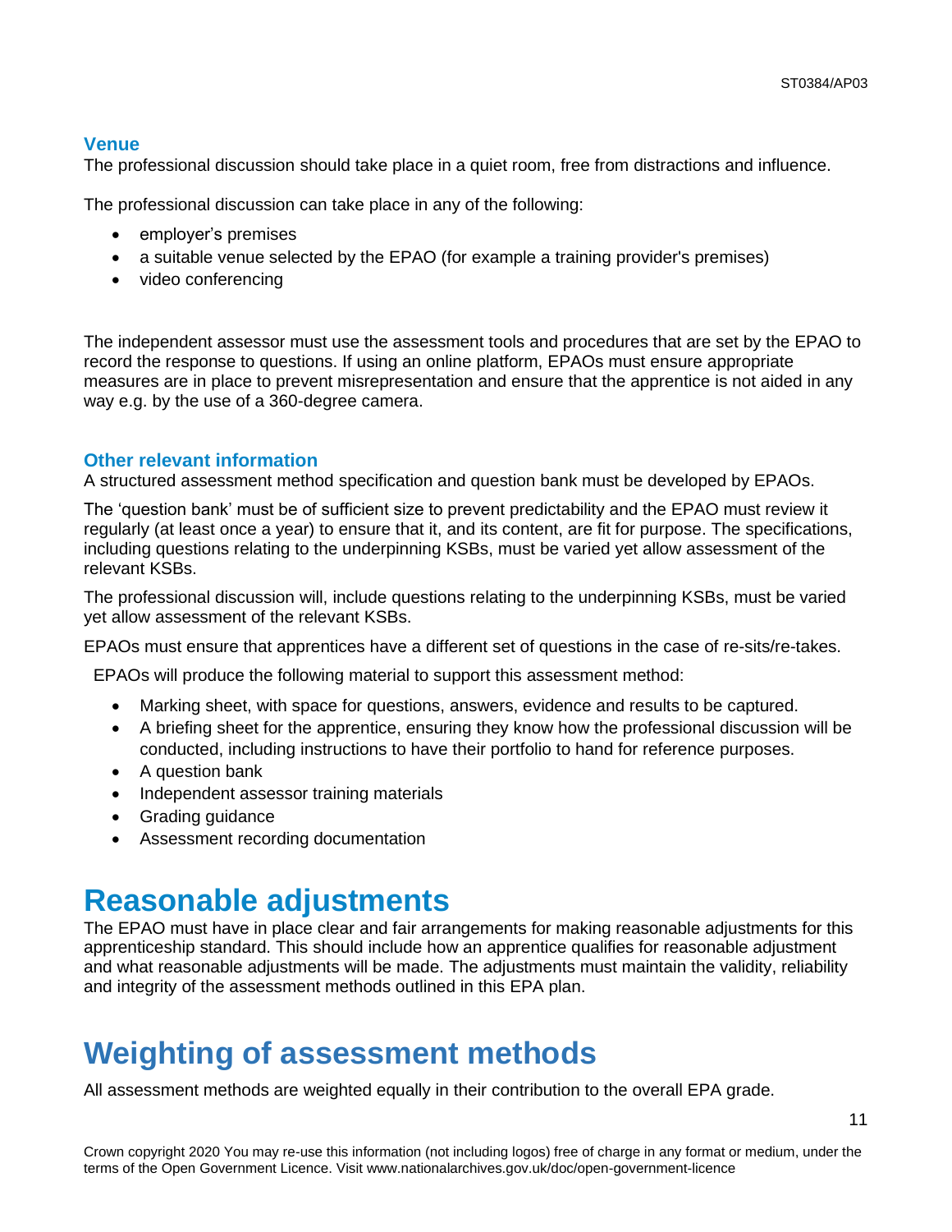### Venue

The professional discussion should take place in a quiet room, free from distractions and influence.

The professional discussion can take place in any of the following:

- employer's premises
- a suitable venue selected by the EPAO (for example a training provider's premises)
- video conferencing

The independent assessor must use the assessment tools and procedures that are set by the EPAO to record the response to questions. If using an online platform, EPAOs must ensure appropriate measures are in place to prevent misrepresentation and ensure that the apprentice is not aided in any way e.g. by the use of a 360-degree camera.

### Other relevant information

A structured assessment method specification and question bank must be developed by EPAOs.

The 'question bank' must be of sufficient size to prevent predictability and the EPAO must review it regularly (at least once a year) to ensure that it, and its content, are fit for purpose. The specifications, including questions relating to the underpinning KSBs, must be varied yet allow assessment of the relevant KSBs.

The professional discussion will, include questions relating to the underpinning KSBs, must be varied yet allow assessment of the relevant KSBs.

EPAOs must ensure that apprentices have a different set of questions in the case of re-sits/re-takes.

EPAOs will produce the following material to support this assessment method:

- Marking sheet, with space for questions, answers, evidence and results to be captured.
- A briefing sheet for the apprentice, ensuring they know how the professional discussion will be conducted, including instructions to have their portfolio to hand for reference purposes.
- A question bank
- Independent assessor training materials
- Grading guidance
- Assessment recording documentation

# Reasonable adjustments

The EPAO must have in place clear and fair arrangements for making reasonable adjustments for this apprenticeship standard. This should include how an apprentice qualifies for reasonable adjustment and what reasonable adjustments will be made. The adjustments must maintain the validity, reliability and integrity of the assessment methods outlined in this EPA plan.

# Weighting of assessment methods

All assessment methods are weighted equally in their contribution to the overall EPA grade.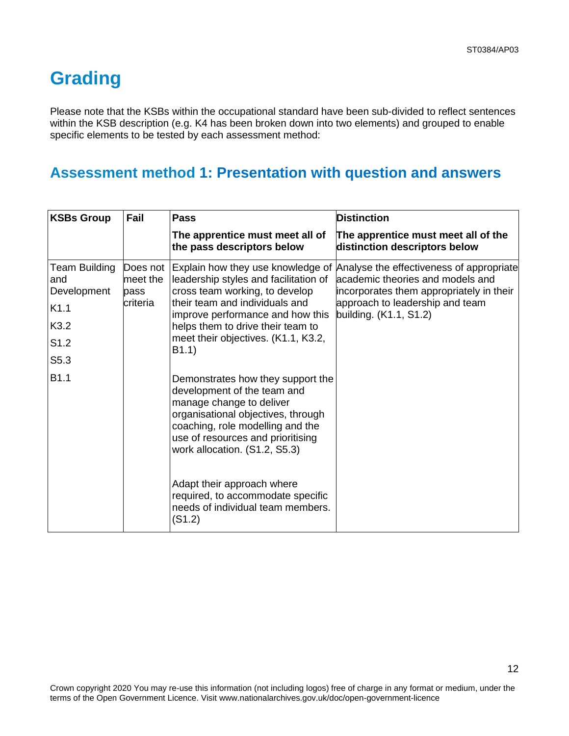# Grading

Please note that the KSBs within the occupational standard have been sub-divided to reflect sentences within the KSB description (e.g. K4 has been broken down into two elements) and grouped to enable specific elements to be tested by each assessment method:

## Assessment method 1: Presentation with question and answers

| KSBs Group | Fail | Pass<br><br>**The apprentice must meet all of the pass descriptors below** | Distinction<br><br>**The apprentice must meet all of the distinction descriptors below** |
|---|---|---|---|
| Team Building and Development<br><br>K1.1<br><br>K3.2<br><br>S1.2<br><br>S5.3<br><br>B1.1 | Does not meet the pass criteria | Explain how they use knowledge of leadership styles and facilitation of cross team working, to develop their team and individuals and improve performance and how this helps them to drive their team to meet their objectives. (K1.1, K3.2, B1.1)<br><br>Demonstrates how they support the development of the team and manage change to deliver organisational objectives, through coaching, role modelling and the use of resources and prioritising work allocation. (S1.2, S5.3)<br><br>Adapt their approach where required, to accommodate specific needs of individual team members. (S1.2) | Analyse the effectiveness of appropriate academic theories and models and incorporates them appropriately in their approach to leadership and team building. (K1.1, S1.2) |

Crown copyright 2020 You may re-use this information (not including logos) free of charge in any format or medium, under the terms of the Open Government Licence. Visit www.nationalarchives.gov.uk/doc/open-government-licence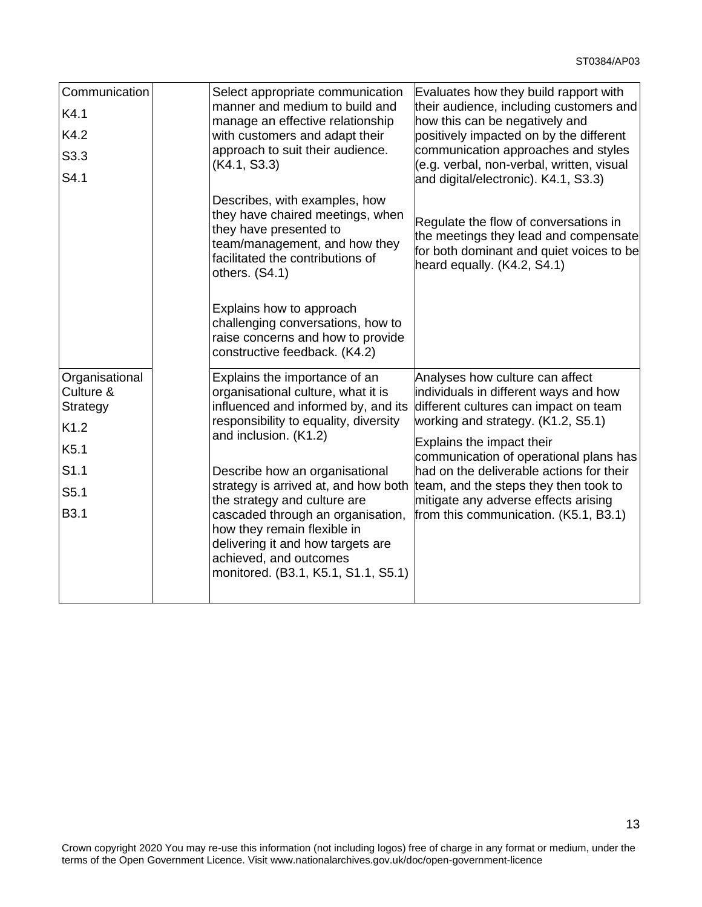| Communication<br>K4.1<br>K4.2<br>S3.3<br>S4.1 | | Select appropriate communication manner and medium to build and manage an effective relationship with customers and adapt their approach to suit their audience. (K4.1, S3.3)<br><br>Describes, with examples, how they have chaired meetings, when they have presented to team/management, and how they facilitated the contributions of others. (S4.1)<br><br>Explains how to approach challenging conversations, how to raise concerns and how to provide constructive feedback. (K4.2) | Evaluates how they build rapport with their audience, including customers and how this can be negatively and positively impacted on by the different communication approaches and styles (e.g. verbal, non-verbal, written, visual and digital/electronic). K4.1, S3.3)<br><br>Regulate the flow of conversations in the meetings they lead and compensate for both dominant and quiet voices to be heard equally. (K4.2, S4.1) |
|---|---|---|---|
| Organisational Culture & Strategy<br>K1.2<br>K5.1<br>S1.1<br>S5.1<br>B3.1 | | Explains the importance of an organisational culture, what it is influenced and informed by, and its responsibility to equality, diversity and inclusion. (K1.2)<br><br>Describe how an organisational strategy is arrived at, and how both the strategy and culture are cascaded through an organisation, how they remain flexible in delivering it and how targets are achieved, and outcomes monitored. (B3.1, K5.1, S1.1, S5.1) | Analyses how culture can affect individuals in different ways and how different cultures can impact on team working and strategy. (K1.2, S5.1)<br><br>Explains the impact their communication of operational plans has had on the deliverable actions for their team, and the steps they then took to mitigate any adverse effects arising from this communication. (K5.1, B3.1) |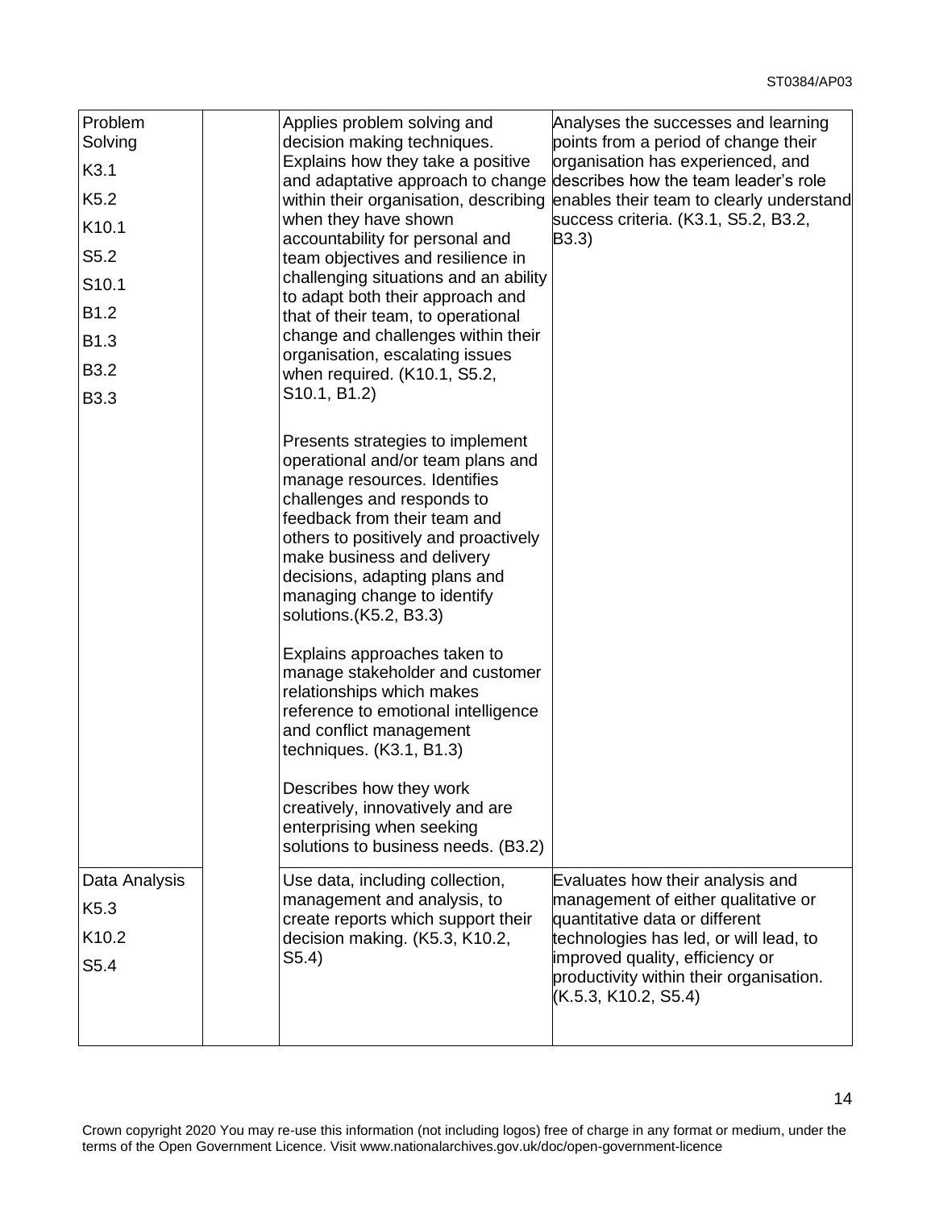| | | | |
|---|---|---|---|
| Problem Solving<br>K3.1<br>K5.2<br>K10.1<br>S5.2<br>S10.1<br>B1.2<br>B1.3<br>B3.2<br>B3.3 | | Applies problem solving and decision making techniques. Explains how they take a positive and adaptative approach to change within their organisation, describing when they have shown accountability for personal and team objectives and resilience in challenging situations and an ability to adapt both their approach and that of their team, to operational change and challenges within their organisation, escalating issues when required. (K10.1, S5.2, S10.1, B1.2)<br><br>Presents strategies to implement operational and/or team plans and manage resources. Identifies challenges and responds to feedback from their team and others to positively and proactively make business and delivery decisions, adapting plans and managing change to identify solutions.(K5.2, B3.3)<br><br>Explains approaches taken to manage stakeholder and customer relationships which makes reference to emotional intelligence and conflict management techniques. (K3.1, B1.3)<br><br>Describes how they work creatively, innovatively and are enterprising when seeking solutions to business needs. (B3.2) | Analyses the successes and learning points from a period of change their organisation has experienced, and describes how the team leader's role enables their team to clearly understand success criteria. (K3.1, S5.2, B3.2, B3.3) |
| Data Analysis<br>K5.3<br>K10.2<br>S5.4 | | Use data, including collection, management and analysis, to create reports which support their decision making. (K5.3, K10.2, S5.4) | Evaluates how their analysis and management of either qualitative or quantitative data or different technologies has led, or will lead, to improved quality, efficiency or productivity within their organisation. (K.5.3, K10.2, S5.4) |

Crown copyright 2020 You may re-use this information (not including logos) free of charge in any format or medium, under the terms of the Open Government Licence. Visit www.nationalarchives.gov.uk/doc/open-government-licence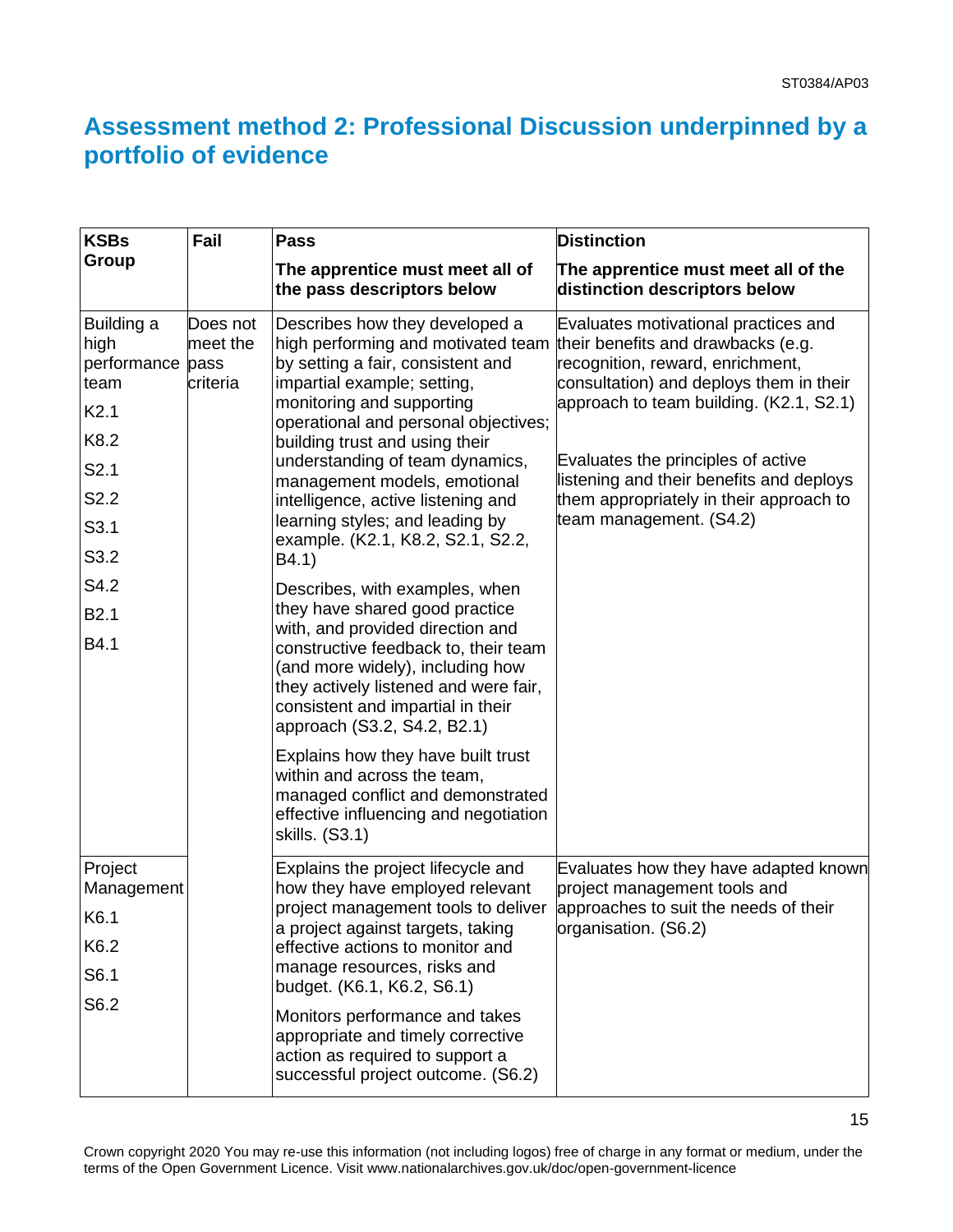## Assessment method 2: Professional Discussion underpinned by a portfolio of evidence

| KSBs Group | Fail | Pass<br>**The apprentice must meet all of the pass descriptors below** | Distinction<br>**The apprentice must meet all of the distinction descriptors below** |
|---|---|---|---|
| Building a high performance team<br>K2.1<br>K8.2<br>S2.1<br>S2.2<br>S3.1<br>S3.2<br>S4.2<br>B2.1<br>B4.1 | Does not meet the pass criteria | Describes how they developed a high performing and motivated team by setting a fair, consistent and impartial example; setting, monitoring and supporting operational and personal objectives; building trust and using their understanding of team dynamics, management models, emotional intelligence, active listening and learning styles; and leading by example. (K2.1, K8.2, S2.1, S2.2, B4.1)<br><br>Describes, with examples, when they have shared good practice with, and provided direction and constructive feedback to, their team (and more widely), including how they actively listened and were fair, consistent and impartial in their approach (S3.2, S4.2, B2.1)<br><br>Explains how they have built trust within and across the team, managed conflict and demonstrated effective influencing and negotiation skills. (S3.1) | Evaluates motivational practices and their benefits and drawbacks (e.g. recognition, reward, enrichment, consultation) and deploys them in their approach to team building. (K2.1, S2.1)<br><br>Evaluates the principles of active listening and their benefits and deploys them appropriately in their approach to team management. (S4.2) |
| Project Management<br>K6.1<br>K6.2<br>S6.1<br>S6.2 | | Explains the project lifecycle and how they have employed relevant project management tools to deliver a project against targets, taking effective actions to monitor and manage resources, risks and budget. (K6.1, K6.2, S6.1)<br><br>Monitors performance and takes appropriate and timely corrective action as required to support a successful project outcome. (S6.2) | Evaluates how they have adapted known project management tools and approaches to suit the needs of their organisation. (S6.2) |

Crown copyright 2020 You may re-use this information (not including logos) free of charge in any format or medium, under the terms of the Open Government Licence. Visit www.nationalarchives.gov.uk/doc/open-government-licence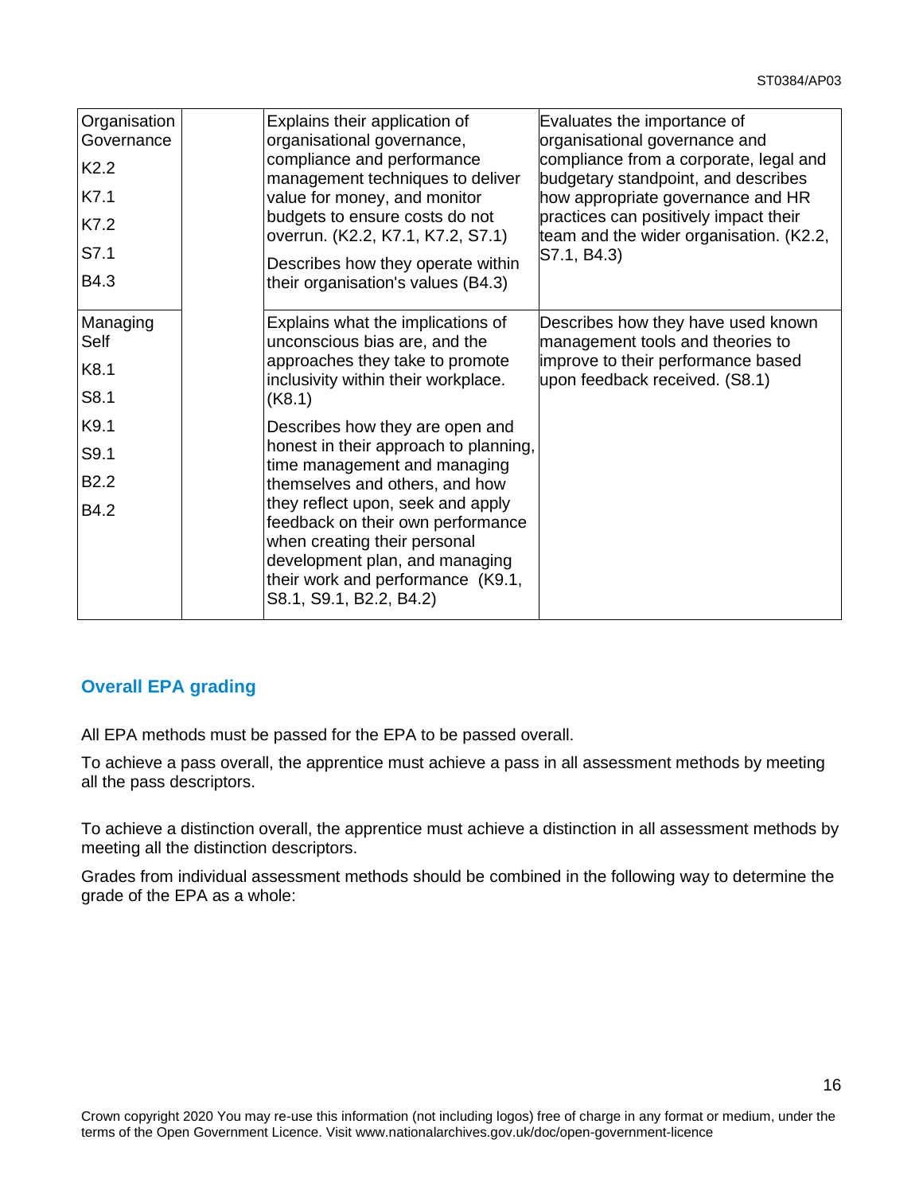| | | | |
|---|---|---|---|
| Organisation Governance<br>K2.2<br>K7.1<br>K7.2<br>S7.1<br>B4.3 | | Explains their application of organisational governance, compliance and performance management techniques to deliver value for money, and monitor budgets to ensure costs do not overrun. (K2.2, K7.1, K7.2, S7.1)<br>Describes how they operate within their organisation's values (B4.3) | Evaluates the importance of organisational governance and compliance from a corporate, legal and budgetary standpoint, and describes how appropriate governance and HR practices can positively impact their team and the wider organisation. (K2.2, S7.1, B4.3) |
| Managing Self<br>K8.1<br>S8.1<br>K9.1<br>S9.1<br>B2.2<br>B4.2 | | Explains what the implications of unconscious bias are, and the approaches they take to promote inclusivity within their workplace. (K8.1)<br>Describes how they are open and honest in their approach to planning, time management and managing themselves and others, and how they reflect upon, seek and apply feedback on their own performance when creating their personal development plan, and managing their work and performance (K9.1, S8.1, S9.1, B2.2, B4.2) | Describes how they have used known management tools and theories to improve to their performance based upon feedback received. (S8.1) |

## Overall EPA grading

All EPA methods must be passed for the EPA to be passed overall.

To achieve a pass overall, the apprentice must achieve a pass in all assessment methods by meeting all the pass descriptors.

To achieve a distinction overall, the apprentice must achieve a distinction in all assessment methods by meeting all the distinction descriptors.

Grades from individual assessment methods should be combined in the following way to determine the grade of the EPA as a whole: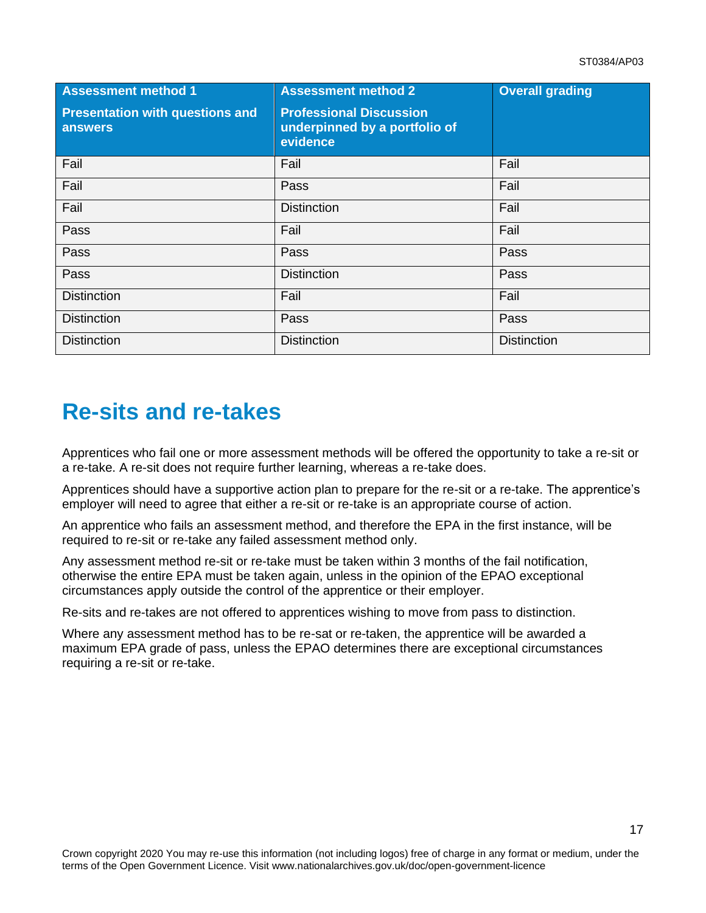| Assessment method 1<br><br>Presentation with questions and answers | Assessment method 2<br><br>Professional Discussion underpinned by a portfolio of evidence | Overall grading |
|---|---|---|
| Fail | Fail | Fail |
| Fail | Pass | Fail |
| Fail | Distinction | Fail |
| Pass | Fail | Fail |
| Pass | Pass | Pass |
| Pass | Distinction | Pass |
| Distinction | Fail | Fail |
| Distinction | Pass | Pass |
| Distinction | Distinction | Distinction |

## Re-sits and re-takes

Apprentices who fail one or more assessment methods will be offered the opportunity to take a re-sit or a re-take. A re-sit does not require further learning, whereas a re-take does.

Apprentices should have a supportive action plan to prepare for the re-sit or a re-take. The apprentice's employer will need to agree that either a re-sit or re-take is an appropriate course of action.

An apprentice who fails an assessment method, and therefore the EPA in the first instance, will be required to re-sit or re-take any failed assessment method only.

Any assessment method re-sit or re-take must be taken within 3 months of the fail notification, otherwise the entire EPA must be taken again, unless in the opinion of the EPAO exceptional circumstances apply outside the control of the apprentice or their employer.

Re-sits and re-takes are not offered to apprentices wishing to move from pass to distinction.

Where any assessment method has to be re-sat or re-taken, the apprentice will be awarded a maximum EPA grade of pass, unless the EPAO determines there are exceptional circumstances requiring a re-sit or re-take.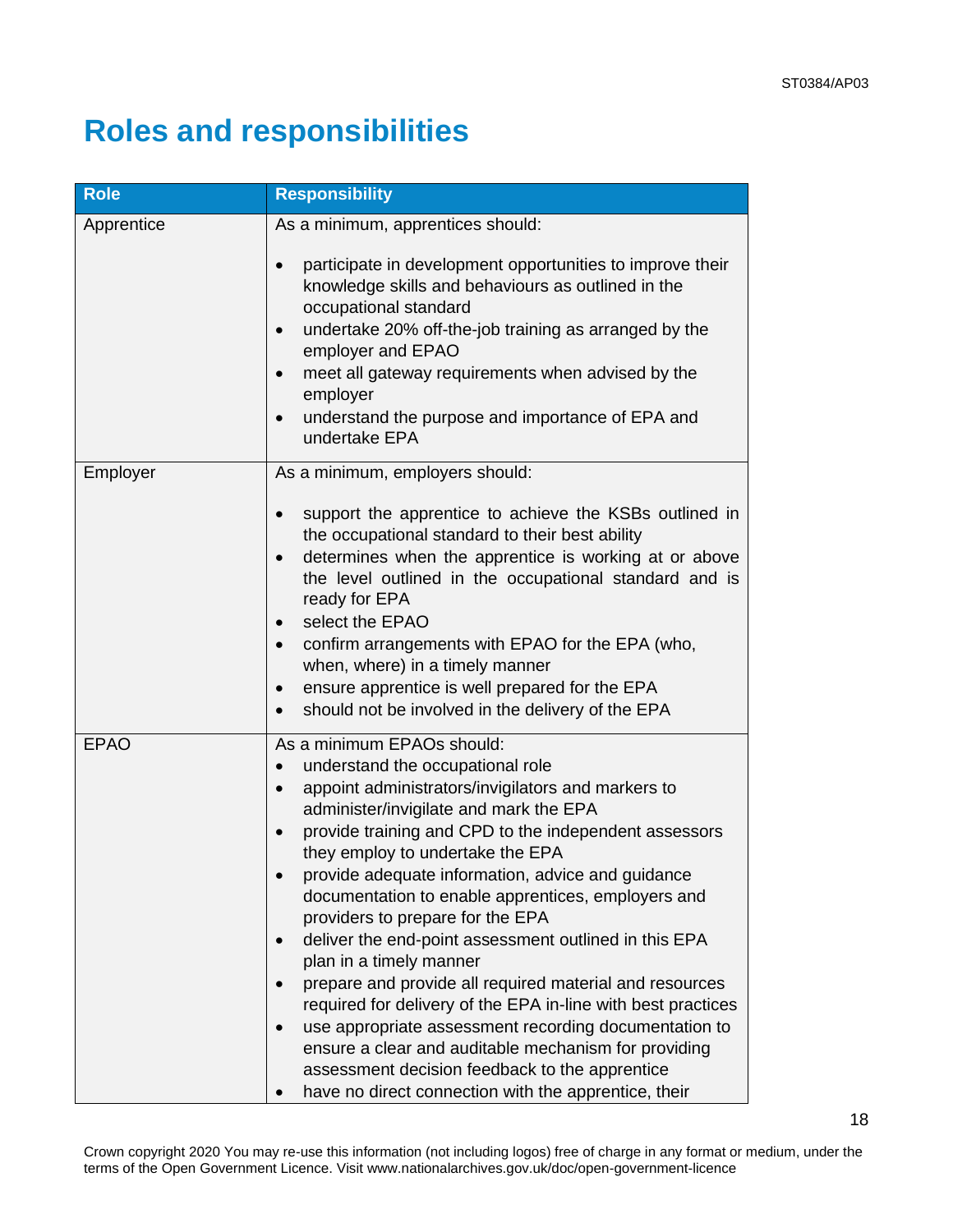# Roles and responsibilities

| Role | Responsibility |
|---|---|
| Apprentice | As a minimum, apprentices should:<br><br>• participate in development opportunities to improve their knowledge skills and behaviours as outlined in the occupational standard<br>• undertake 20% off-the-job training as arranged by the employer and EPAO<br>• meet all gateway requirements when advised by the employer<br>• understand the purpose and importance of EPA and undertake EPA |
| Employer | As a minimum, employers should:<br><br>• support the apprentice to achieve the KSBs outlined in the occupational standard to their best ability<br>• determines when the apprentice is working at or above the level outlined in the occupational standard and is ready for EPA<br>• select the EPAO<br>• confirm arrangements with EPAO for the EPA (who, when, where) in a timely manner<br>• ensure apprentice is well prepared for the EPA<br>• should not be involved in the delivery of the EPA |
| EPAO | As a minimum EPAOs should:<br>• understand the occupational role<br>• appoint administrators/invigilators and markers to administer/invigilate and mark the EPA<br>• provide training and CPD to the independent assessors they employ to undertake the EPA<br>• provide adequate information, advice and guidance documentation to enable apprentices, employers and providers to prepare for the EPA<br>• deliver the end-point assessment outlined in this EPA plan in a timely manner<br>• prepare and provide all required material and resources required for delivery of the EPA in-line with best practices<br>• use appropriate assessment recording documentation to ensure a clear and auditable mechanism for providing assessment decision feedback to the apprentice<br>• have no direct connection with the apprentice, their |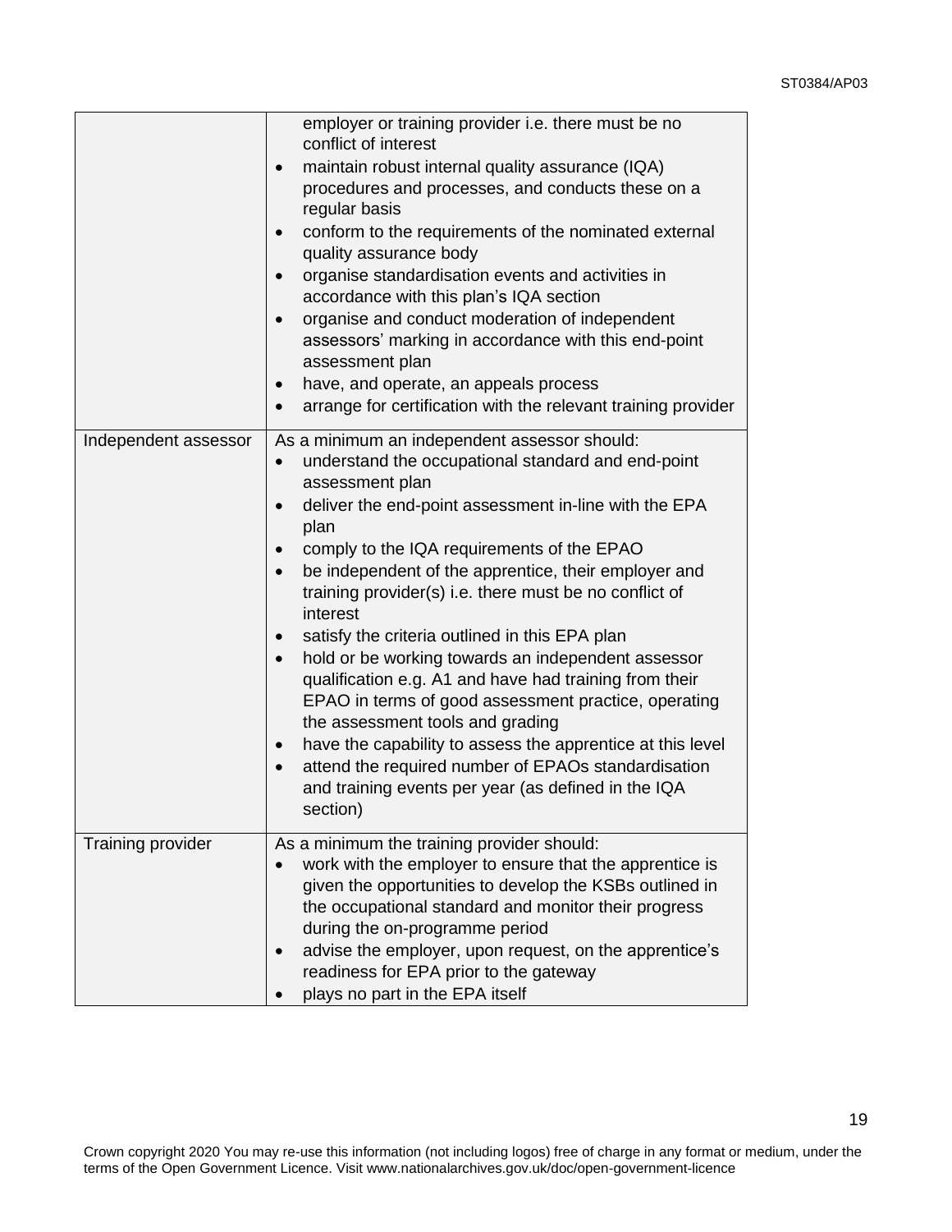| | |
|---|---|
| | employer or training provider i.e. there must be no conflict of interest<br>• maintain robust internal quality assurance (IQA) procedures and processes, and conducts these on a regular basis<br>• conform to the requirements of the nominated external quality assurance body<br>• organise standardisation events and activities in accordance with this plan's IQA section<br>• organise and conduct moderation of independent assessors' marking in accordance with this end-point assessment plan<br>• have, and operate, an appeals process<br>• arrange for certification with the relevant training provider |
| Independent assessor | As a minimum an independent assessor should:<br>• understand the occupational standard and end-point assessment plan<br>• deliver the end-point assessment in-line with the EPA plan<br>• comply to the IQA requirements of the EPAO<br>• be independent of the apprentice, their employer and training provider(s) i.e. there must be no conflict of interest<br>• satisfy the criteria outlined in this EPA plan<br>• hold or be working towards an independent assessor qualification e.g. A1 and have had training from their EPAO in terms of good assessment practice, operating the assessment tools and grading<br>• have the capability to assess the apprentice at this level<br>• attend the required number of EPAOs standardisation and training events per year (as defined in the IQA section) |
| Training provider | As a minimum the training provider should:<br>• work with the employer to ensure that the apprentice is given the opportunities to develop the KSBs outlined in the occupational standard and monitor their progress during the on-programme period<br>• advise the employer, upon request, on the apprentice's readiness for EPA prior to the gateway<br>• plays no part in the EPA itself |

Crown copyright 2020 You may re-use this information (not including logos) free of charge in any format or medium, under the terms of the Open Government Licence. Visit www.nationalarchives.gov.uk/doc/open-government-licence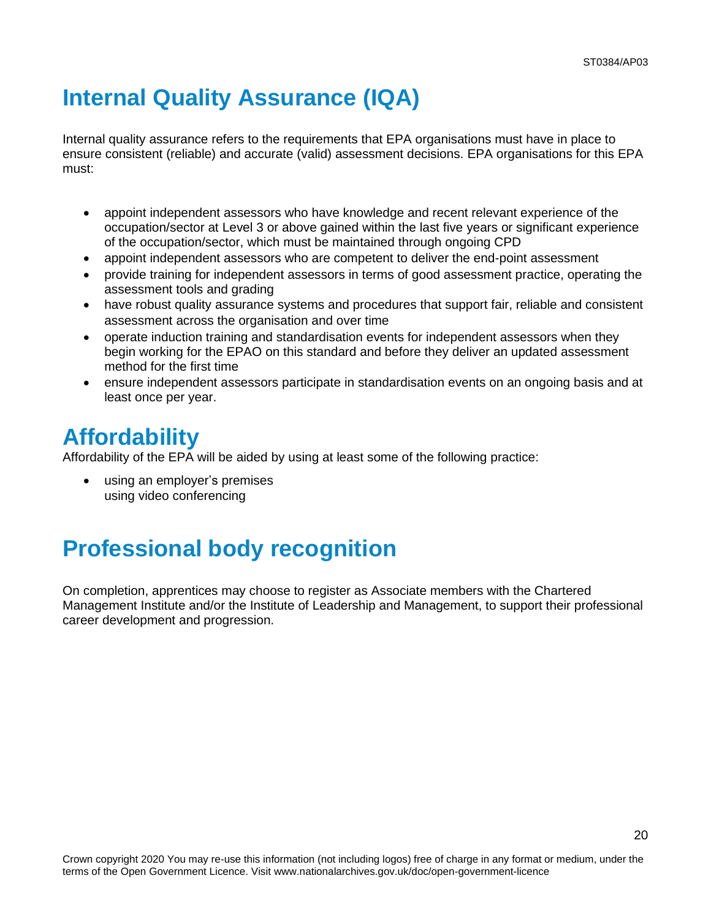# Internal Quality Assurance (IQA)

Internal quality assurance refers to the requirements that EPA organisations must have in place to ensure consistent (reliable) and accurate (valid) assessment decisions. EPA organisations for this EPA must:

- appoint independent assessors who have knowledge and recent relevant experience of the occupation/sector at Level 3 or above gained within the last five years or significant experience of the occupation/sector, which must be maintained through ongoing CPD
- appoint independent assessors who are competent to deliver the end-point assessment
- provide training for independent assessors in terms of good assessment practice, operating the assessment tools and grading
- have robust quality assurance systems and procedures that support fair, reliable and consistent assessment across the organisation and over time
- operate induction training and standardisation events for independent assessors when they begin working for the EPAO on this standard and before they deliver an updated assessment method for the first time
- ensure independent assessors participate in standardisation events on an ongoing basis and at least once per year.

# Affordability

Affordability of the EPA will be aided by using at least some of the following practice:

- using an employer's premises
  using video conferencing

# Professional body recognition

On completion, apprentices may choose to register as Associate members with the Chartered Management Institute and/or the Institute of Leadership and Management, to support their professional career development and progression.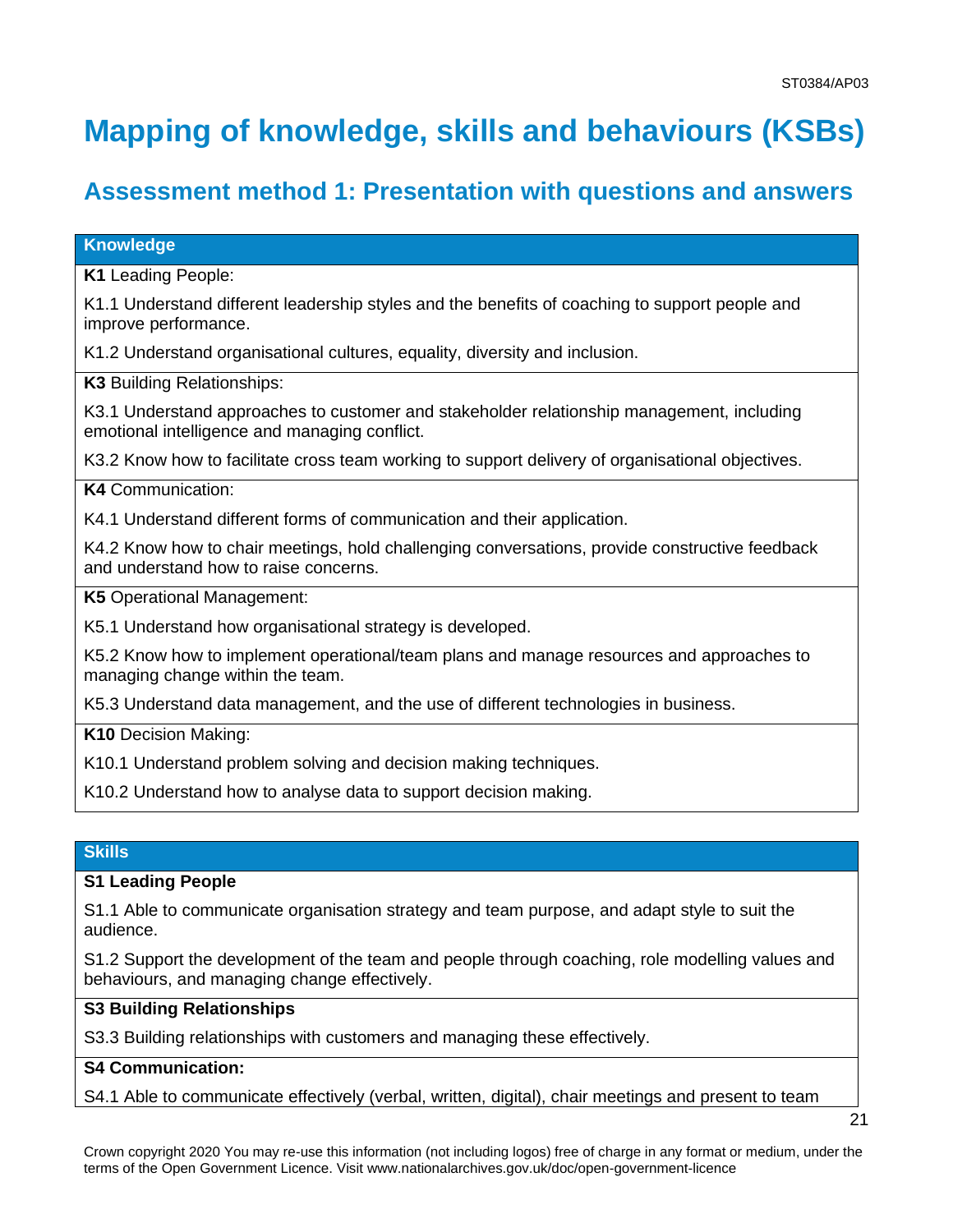# Mapping of knowledge, skills and behaviours (KSBs)

## Assessment method 1: Presentation with questions and answers

| Knowledge |
| --- |
| **K1** Leading People:<br><br>K1.1 Understand different leadership styles and the benefits of coaching to support people and improve performance.<br><br>K1.2 Understand organisational cultures, equality, diversity and inclusion. |
| **K3** Building Relationships:<br><br>K3.1 Understand approaches to customer and stakeholder relationship management, including emotional intelligence and managing conflict.<br><br>K3.2 Know how to facilitate cross team working to support delivery of organisational objectives. |
| **K4** Communication:<br><br>K4.1 Understand different forms of communication and their application.<br><br>K4.2 Know how to chair meetings, hold challenging conversations, provide constructive feedback and understand how to raise concerns. |
| **K5** Operational Management:<br><br>K5.1 Understand how organisational strategy is developed.<br><br>K5.2 Know how to implement operational/team plans and manage resources and approaches to managing change within the team.<br><br>K5.3 Understand data management, and the use of different technologies in business. |
| **K10** Decision Making:<br><br>K10.1 Understand problem solving and decision making techniques.<br><br>K10.2 Understand how to analyse data to support decision making. |

| Skills |
| --- |
| **S1 Leading People**<br><br>S1.1 Able to communicate organisation strategy and team purpose, and adapt style to suit the audience.<br><br>S1.2 Support the development of the team and people through coaching, role modelling values and behaviours, and managing change effectively. |
| **S3 Building Relationships**<br><br>S3.3 Building relationships with customers and managing these effectively. |
| **S4 Communication:**<br><br>S4.1 Able to communicate effectively (verbal, written, digital), chair meetings and present to team |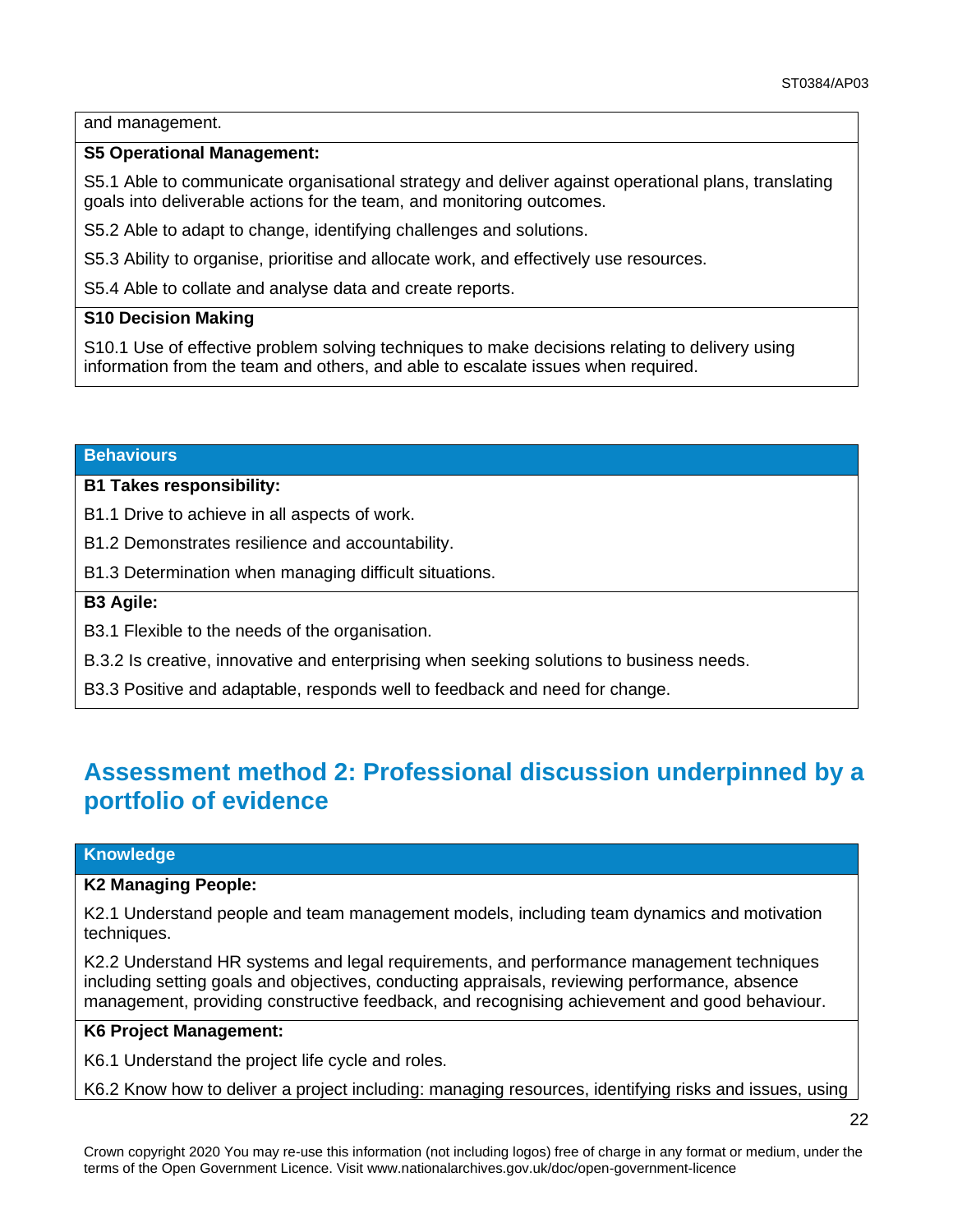and management.

**S5 Operational Management:**

S5.1 Able to communicate organisational strategy and deliver against operational plans, translating goals into deliverable actions for the team, and monitoring outcomes.

S5.2 Able to adapt to change, identifying challenges and solutions.

S5.3 Ability to organise, prioritise and allocate work, and effectively use resources.

S5.4 Able to collate and analyse data and create reports.

**S10 Decision Making**

S10.1 Use of effective problem solving techniques to make decisions relating to delivery using information from the team and others, and able to escalate issues when required.

**Behaviours**

**B1 Takes responsibility:**

B1.1 Drive to achieve in all aspects of work.

B1.2 Demonstrates resilience and accountability.

B1.3 Determination when managing difficult situations.

**B3 Agile:**

B3.1 Flexible to the needs of the organisation.

B.3.2 Is creative, innovative and enterprising when seeking solutions to business needs.

B3.3 Positive and adaptable, responds well to feedback and need for change.

## Assessment method 2: Professional discussion underpinned by a portfolio of evidence

**Knowledge**

**K2 Managing People:**

K2.1 Understand people and team management models, including team dynamics and motivation techniques.

K2.2 Understand HR systems and legal requirements, and performance management techniques including setting goals and objectives, conducting appraisals, reviewing performance, absence management, providing constructive feedback, and recognising achievement and good behaviour.

**K6 Project Management:**

K6.1 Understand the project life cycle and roles.

K6.2 Know how to deliver a project including: managing resources, identifying risks and issues, using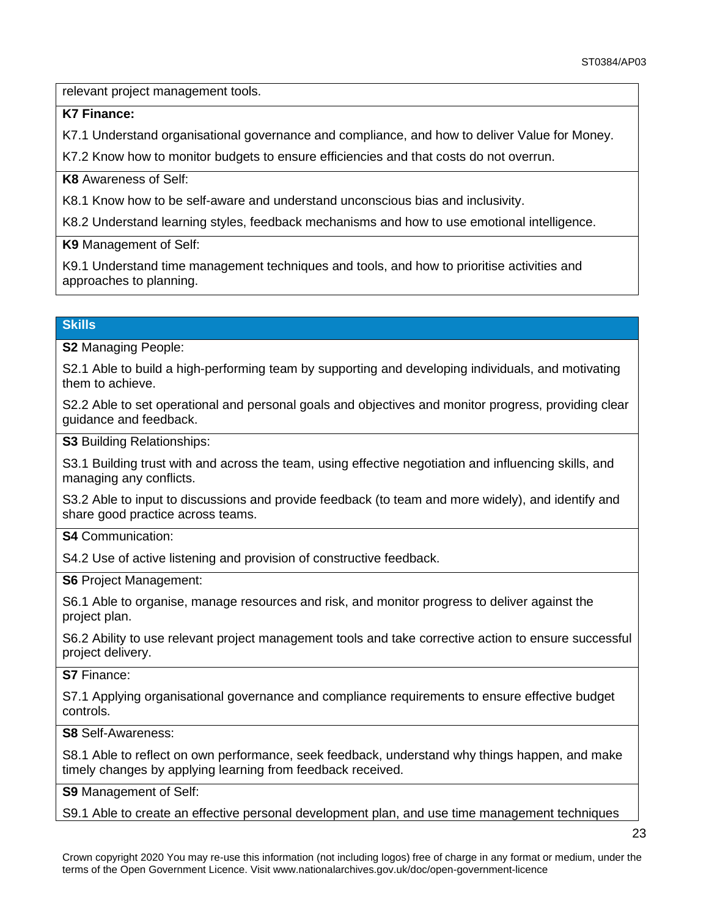relevant project management tools.

**K7 Finance:**

K7.1 Understand organisational governance and compliance, and how to deliver Value for Money.

K7.2 Know how to monitor budgets to ensure efficiencies and that costs do not overrun.

**K8** Awareness of Self:

K8.1 Know how to be self-aware and understand unconscious bias and inclusivity.

K8.2 Understand learning styles, feedback mechanisms and how to use emotional intelligence.

**K9** Management of Self:

K9.1 Understand time management techniques and tools, and how to prioritise activities and approaches to planning.

## Skills

**S2** Managing People:

S2.1 Able to build a high-performing team by supporting and developing individuals, and motivating them to achieve.

S2.2 Able to set operational and personal goals and objectives and monitor progress, providing clear guidance and feedback.

**S3** Building Relationships:

S3.1 Building trust with and across the team, using effective negotiation and influencing skills, and managing any conflicts.

S3.2 Able to input to discussions and provide feedback (to team and more widely), and identify and share good practice across teams.

**S4** Communication:

S4.2 Use of active listening and provision of constructive feedback.

**S6** Project Management:

S6.1 Able to organise, manage resources and risk, and monitor progress to deliver against the project plan.

S6.2 Ability to use relevant project management tools and take corrective action to ensure successful project delivery.

**S7** Finance:

S7.1 Applying organisational governance and compliance requirements to ensure effective budget controls.

**S8** Self-Awareness:

S8.1 Able to reflect on own performance, seek feedback, understand why things happen, and make timely changes by applying learning from feedback received.

**S9** Management of Self:

S9.1 Able to create an effective personal development plan, and use time management techniques

Crown copyright 2020 You may re-use this information (not including logos) free of charge in any format or medium, under the terms of the Open Government Licence. Visit www.nationalarchives.gov.uk/doc/open-government-licence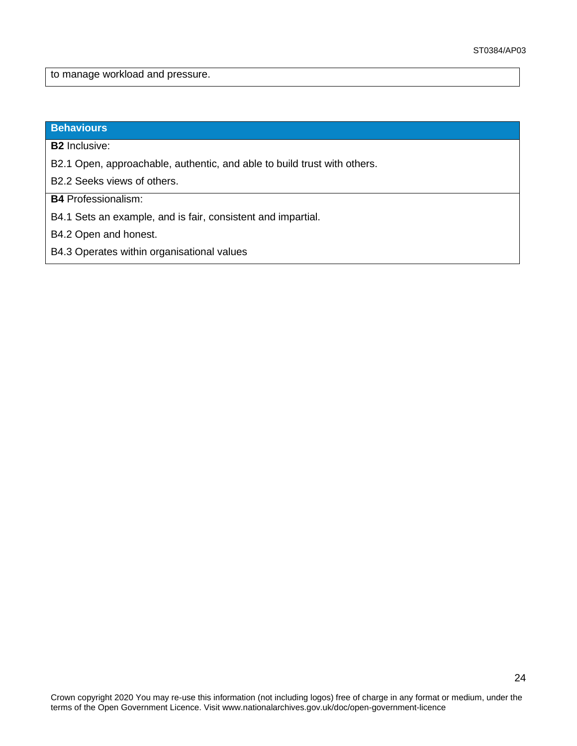| |
|---|
| to manage workload and pressure. |

| Behaviours |
|---|
| **B2** Inclusive:<br>B2.1 Open, approachable, authentic, and able to build trust with others.<br>B2.2 Seeks views of others. |
| **B4** Professionalism:<br>B4.1 Sets an example, and is fair, consistent and impartial.<br>B4.2 Open and honest.<br>B4.3 Operates within organisational values |

Crown copyright 2020 You may re-use this information (not including logos) free of charge in any format or medium, under the terms of the Open Government Licence. Visit www.nationalarchives.gov.uk/doc/open-government-licence